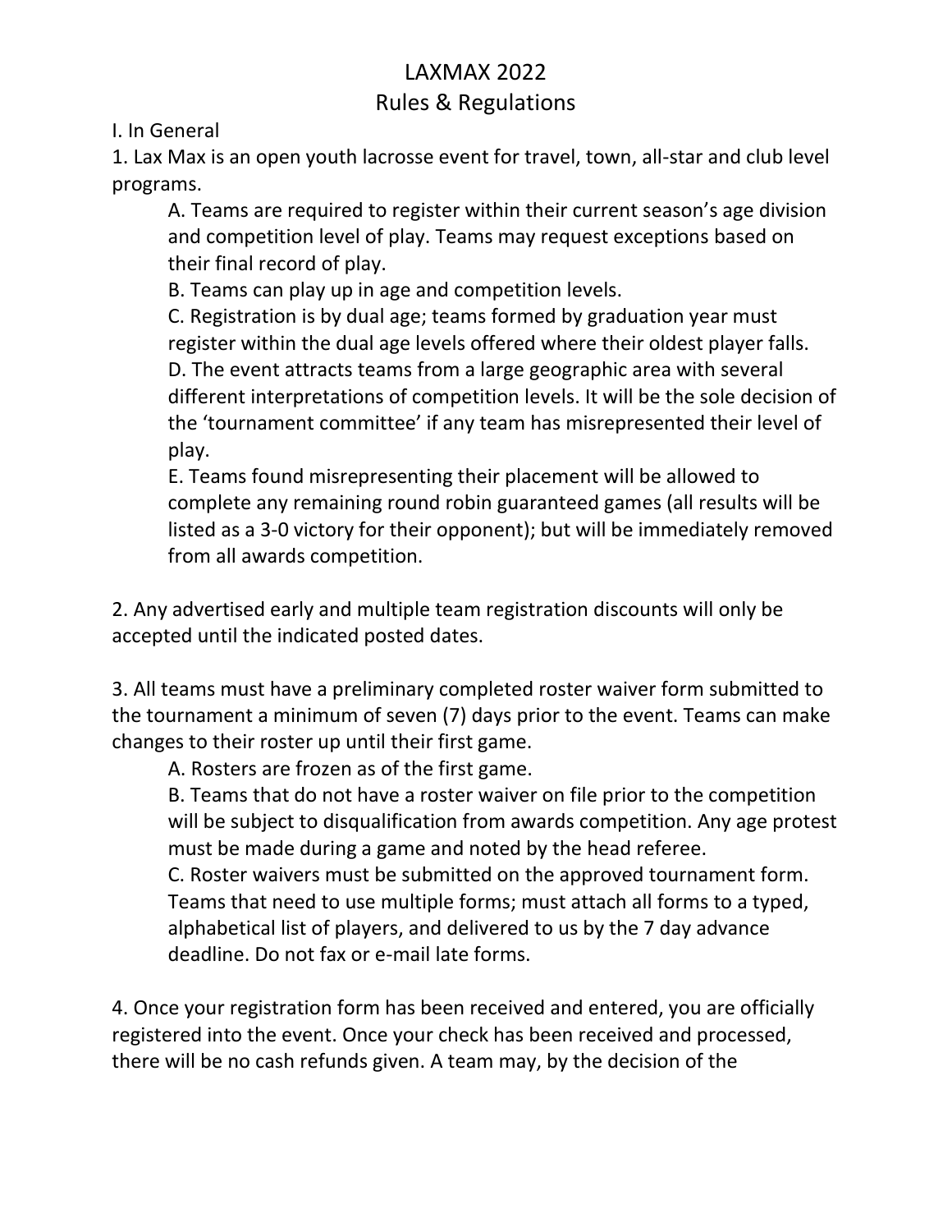# LAXMAX 2022
## Rules & Regulations

I. In General

1. Lax Max is an open youth lacrosse event for travel, town, all-star and club level programs.
   - A. Teams are required to register within their current season's age division and competition level of play. Teams may request exceptions based on their final record of play.
   - B. Teams can play up in age and competition levels.
   - C. Registration is by dual age; teams formed by graduation year must register within the dual age levels offered where their oldest player falls.
   - D. The event attracts teams from a large geographic area with several different interpretations of competition levels. It will be the sole decision of the 'tournament committee' if any team has misrepresented their level of play.
   - E. Teams found misrepresenting their placement will be allowed to complete any remaining round robin guaranteed games (all results will be listed as a 3-0 victory for their opponent); but will be immediately removed from all awards competition.

2. Any advertised early and multiple team registration discounts will only be accepted until the indicated posted dates.

3. All teams must have a preliminary completed roster waiver form submitted to the tournament a minimum of seven (7) days prior to the event. Teams can make changes to their roster up until their first game.
   - A. Rosters are frozen as of the first game.
   - B. Teams that do not have a roster waiver on file prior to the competition will be subject to disqualification from awards competition. Any age protest must be made during a game and noted by the head referee.
   - C. Roster waivers must be submitted on the approved tournament form. Teams that need to use multiple forms; must attach all forms to a typed, alphabetical list of players, and delivered to us by the 7 day advance deadline. Do not fax or e-mail late forms.

4. Once your registration form has been received and entered, you are officially registered into the event. Once your check has been received and processed, there will be no cash refunds given. A team may, by the decision of the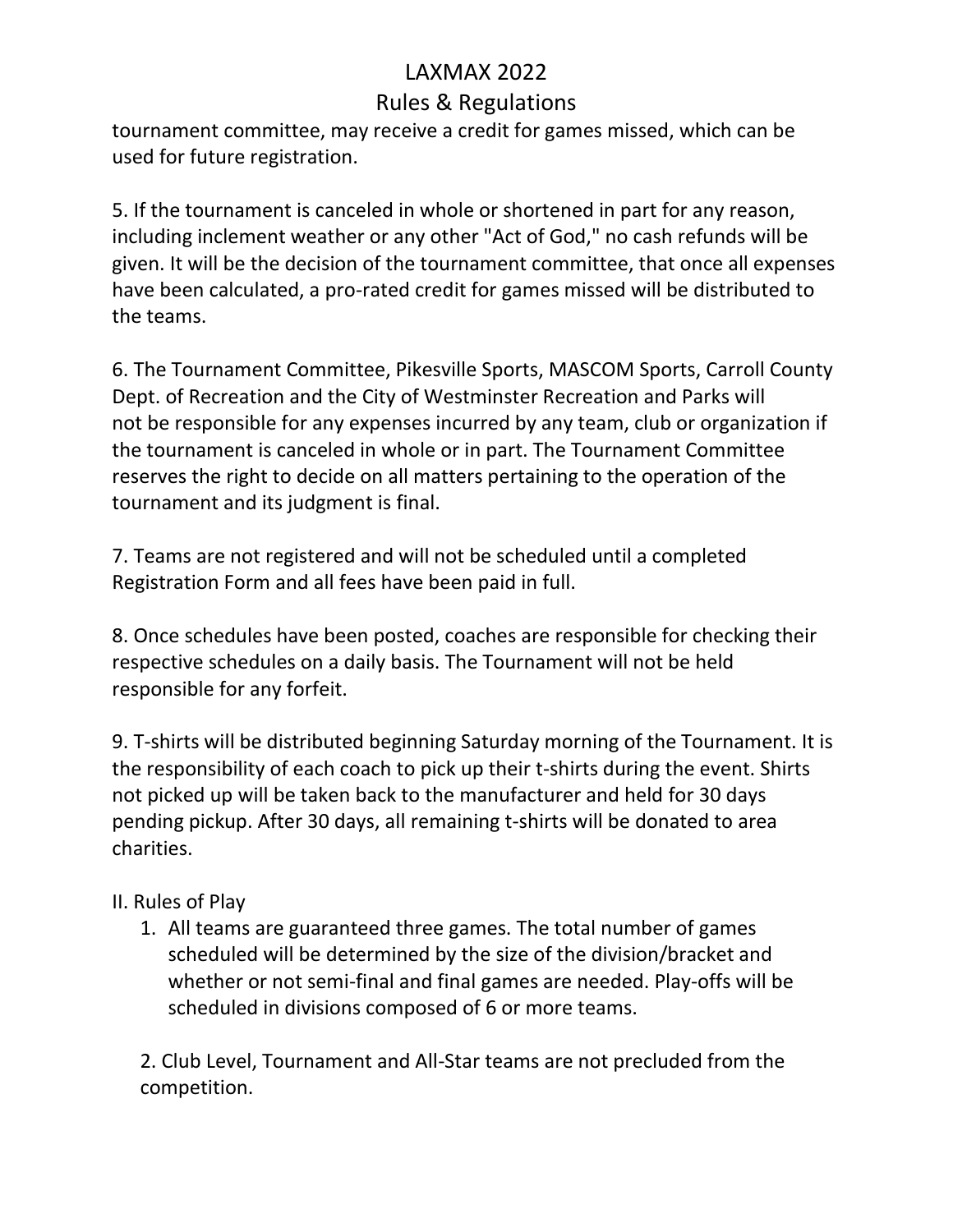tournament committee, may receive a credit for games missed, which can be used for future registration.

5. If the tournament is canceled in whole or shortened in part for any reason, including inclement weather or any other "Act of God," no cash refunds will be given. It will be the decision of the tournament committee, that once all expenses have been calculated, a pro-rated credit for games missed will be distributed to the teams.

6. The Tournament Committee, Pikesville Sports, MASCOM Sports, Carroll County Dept. of Recreation and the City of Westminster Recreation and Parks will not be responsible for any expenses incurred by any team, club or organization if the tournament is canceled in whole or in part. The Tournament Committee reserves the right to decide on all matters pertaining to the operation of the tournament and its judgment is final.

7. Teams are not registered and will not be scheduled until a completed Registration Form and all fees have been paid in full.

8. Once schedules have been posted, coaches are responsible for checking their respective schedules on a daily basis. The Tournament will not be held responsible for any forfeit.

9. T-shirts will be distributed beginning Saturday morning of the Tournament. It is the responsibility of each coach to pick up their t-shirts during the event. Shirts not picked up will be taken back to the manufacturer and held for 30 days pending pickup. After 30 days, all remaining t-shirts will be donated to area charities.

## II. Rules of Play

1. All teams are guaranteed three games. The total number of games scheduled will be determined by the size of the division/bracket and whether or not semi-final and final games are needed. Play-offs will be scheduled in divisions composed of 6 or more teams.

2. Club Level, Tournament and All-Star teams are not precluded from the competition.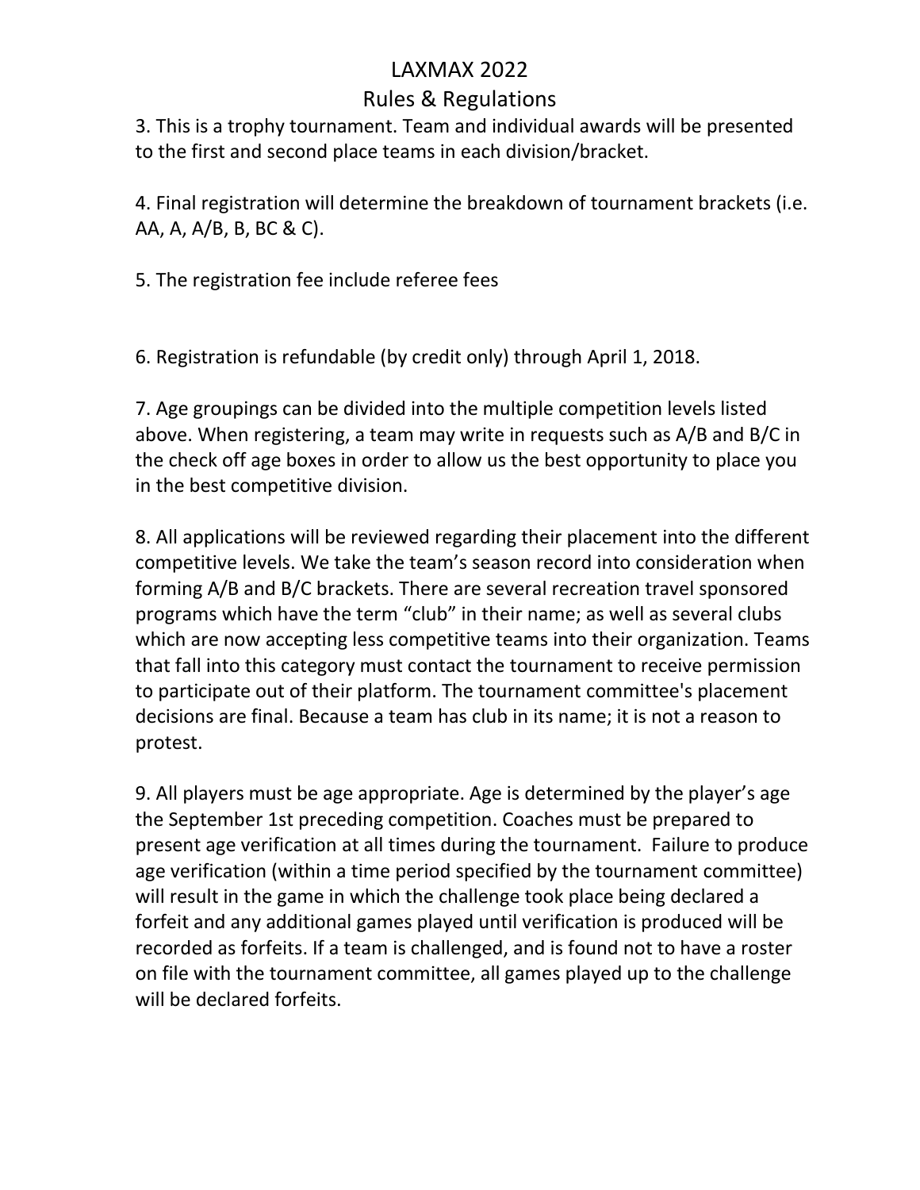# LAXMAX 2022

## Rules & Regulations

3. This is a trophy tournament. Team and individual awards will be presented to the first and second place teams in each division/bracket.

4. Final registration will determine the breakdown of tournament brackets (i.e. AA, A, A/B, B, BC & C).

5. The registration fee include referee fees

6. Registration is refundable (by credit only) through April 1, 2018.

7. Age groupings can be divided into the multiple competition levels listed above. When registering, a team may write in requests such as A/B and B/C in the check off age boxes in order to allow us the best opportunity to place you in the best competitive division.

8. All applications will be reviewed regarding their placement into the different competitive levels. We take the team's season record into consideration when forming A/B and B/C brackets. There are several recreation travel sponsored programs which have the term "club" in their name; as well as several clubs which are now accepting less competitive teams into their organization. Teams that fall into this category must contact the tournament to receive permission to participate out of their platform. The tournament committee's placement decisions are final. Because a team has club in its name; it is not a reason to protest.

9. All players must be age appropriate. Age is determined by the player's age the September 1st preceding competition. Coaches must be prepared to present age verification at all times during the tournament. Failure to produce age verification (within a time period specified by the tournament committee) will result in the game in which the challenge took place being declared a forfeit and any additional games played until verification is produced will be recorded as forfeits. If a team is challenged, and is found not to have a roster on file with the tournament committee, all games played up to the challenge will be declared forfeits.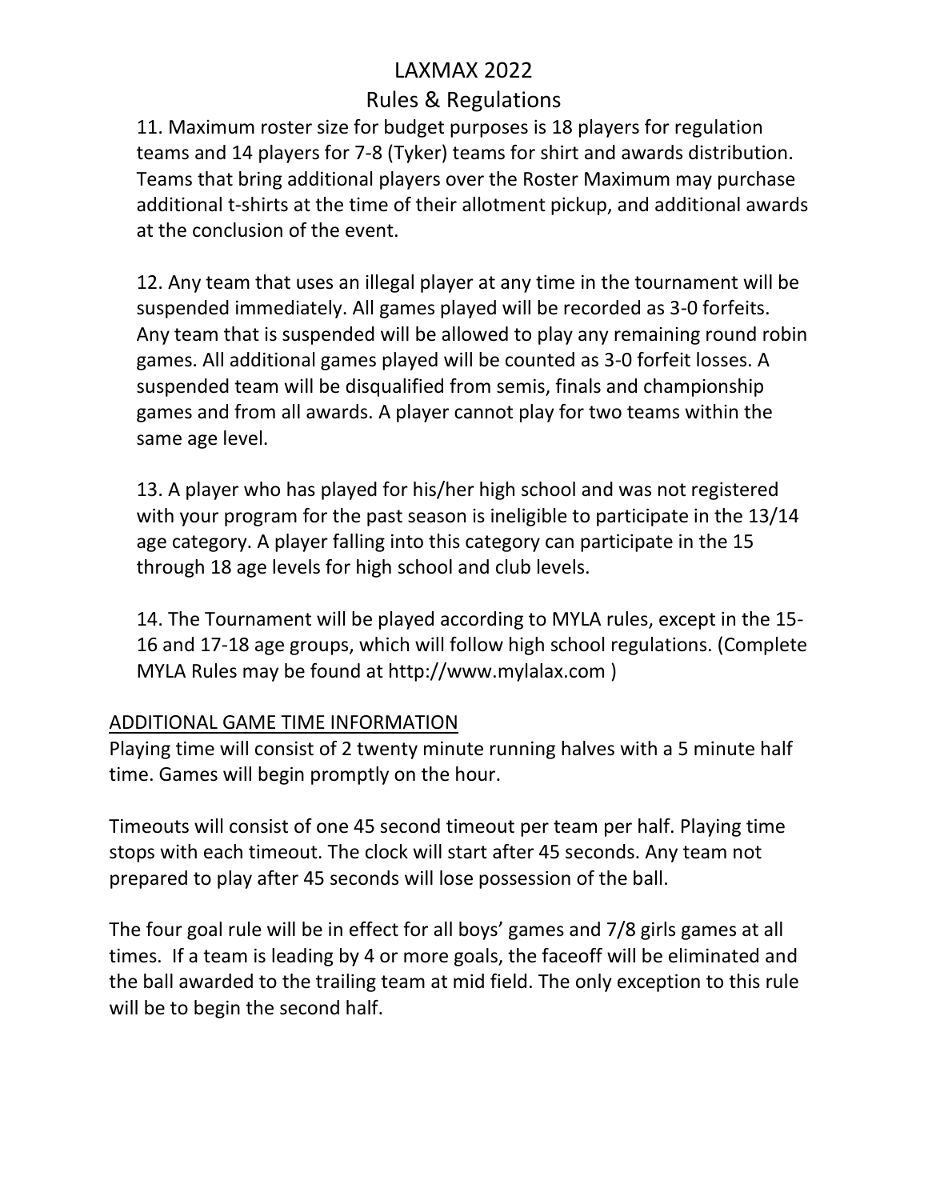LAXMAX 2022

Rules & Regulations

11. Maximum roster size for budget purposes is 18 players for regulation teams and 14 players for 7-8 (Tyker) teams for shirt and awards distribution. Teams that bring additional players over the Roster Maximum may purchase additional t-shirts at the time of their allotment pickup, and additional awards at the conclusion of the event.

12. Any team that uses an illegal player at any time in the tournament will be suspended immediately. All games played will be recorded as 3-0 forfeits. Any team that is suspended will be allowed to play any remaining round robin games. All additional games played will be counted as 3-0 forfeit losses. A suspended team will be disqualified from semis, finals and championship games and from all awards. A player cannot play for two teams within the same age level.

13. A player who has played for his/her high school and was not registered with your program for the past season is ineligible to participate in the 13/14 age category. A player falling into this category can participate in the 15 through 18 age levels for high school and club levels.

14. The Tournament will be played according to MYLA rules, except in the 15-16 and 17-18 age groups, which will follow high school regulations. (Complete MYLA Rules may be found at http://www.mylalax.com )

<u>ADDITIONAL GAME TIME INFORMATION</u>

Playing time will consist of 2 twenty minute running halves with a 5 minute half time. Games will begin promptly on the hour.

Timeouts will consist of one 45 second timeout per team per half. Playing time stops with each timeout. The clock will start after 45 seconds. Any team not prepared to play after 45 seconds will lose possession of the ball.

The four goal rule will be in effect for all boys' games and 7/8 girls games at all times. If a team is leading by 4 or more goals, the faceoff will be eliminated and the ball awarded to the trailing team at mid field. The only exception to this rule will be to begin the second half.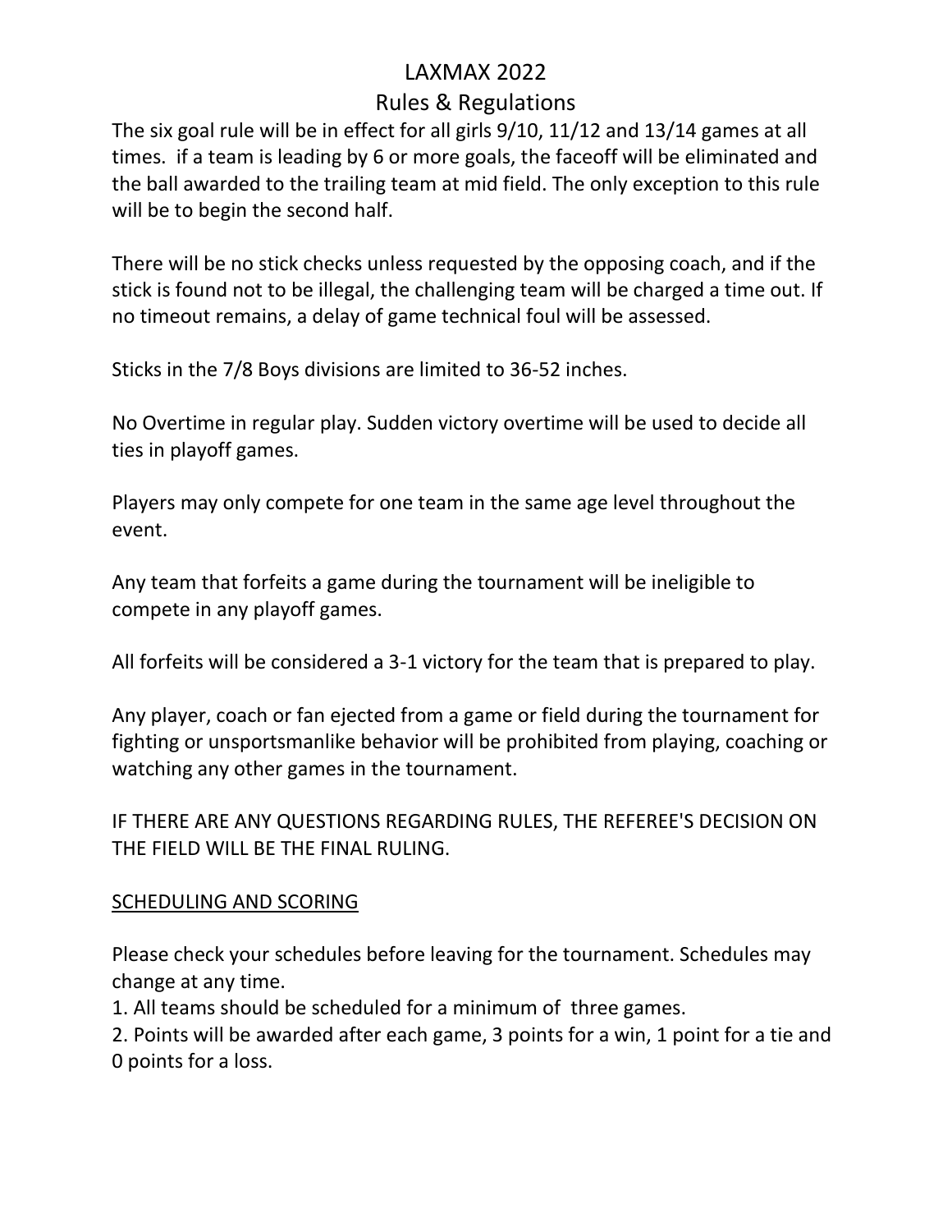# LAXMAX 2022

## Rules & Regulations

The six goal rule will be in effect for all girls 9/10, 11/12 and 13/14 games at all times. if a team is leading by 6 or more goals, the faceoff will be eliminated and the ball awarded to the trailing team at mid field. The only exception to this rule will be to begin the second half.

There will be no stick checks unless requested by the opposing coach, and if the stick is found not to be illegal, the challenging team will be charged a time out. If no timeout remains, a delay of game technical foul will be assessed.

Sticks in the 7/8 Boys divisions are limited to 36-52 inches.

No Overtime in regular play. Sudden victory overtime will be used to decide all ties in playoff games.

Players may only compete for one team in the same age level throughout the event.

Any team that forfeits a game during the tournament will be ineligible to compete in any playoff games.

All forfeits will be considered a 3-1 victory for the team that is prepared to play.

Any player, coach or fan ejected from a game or field during the tournament for fighting or unsportsmanlike behavior will be prohibited from playing, coaching or watching any other games in the tournament.

IF THERE ARE ANY QUESTIONS REGARDING RULES, THE REFEREE'S DECISION ON THE FIELD WILL BE THE FINAL RULING.

<u>SCHEDULING AND SCORING</u>

Please check your schedules before leaving for the tournament. Schedules may change at any time.

1. All teams should be scheduled for a minimum of three games.
2. Points will be awarded after each game, 3 points for a win, 1 point for a tie and 0 points for a loss.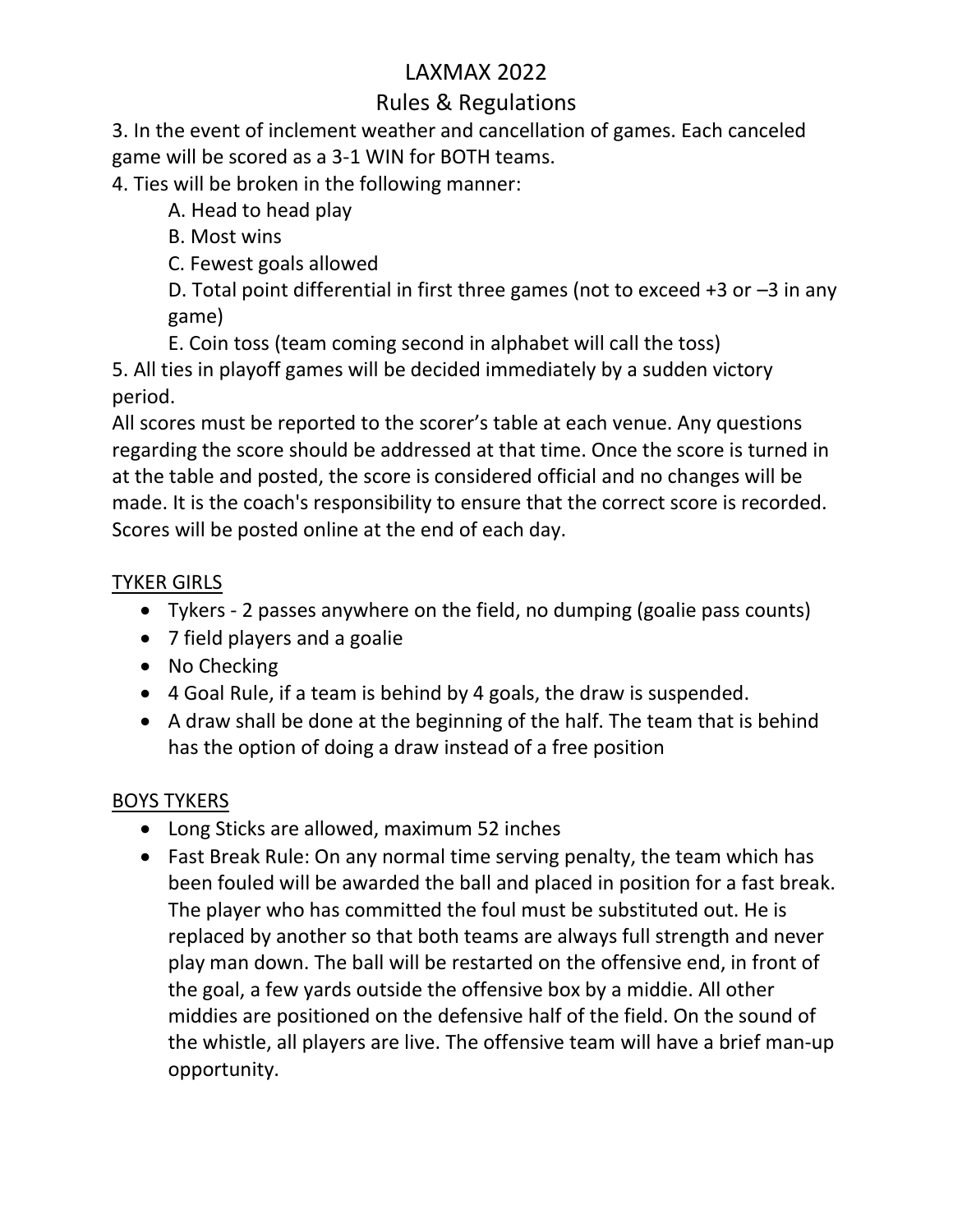# LAXMAX 2022

## Rules & Regulations

3. In the event of inclement weather and cancellation of games. Each canceled game will be scored as a 3-1 WIN for BOTH teams.
4. Ties will be broken in the following manner:
   A. Head to head play
   B. Most wins
   C. Fewest goals allowed
   D. Total point differential in first three games (not to exceed +3 or –3 in any game)
   E. Coin toss (team coming second in alphabet will call the toss)
5. All ties in playoff games will be decided immediately by a sudden victory period.

All scores must be reported to the scorer's table at each venue. Any questions regarding the score should be addressed at that time. Once the score is turned in at the table and posted, the score is considered official and no changes will be made. It is the coach's responsibility to ensure that the correct score is recorded. Scores will be posted online at the end of each day.

### TYKER GIRLS

- Tykers - 2 passes anywhere on the field, no dumping (goalie pass counts)
- 7 field players and a goalie
- No Checking
- 4 Goal Rule, if a team is behind by 4 goals, the draw is suspended.
- A draw shall be done at the beginning of the half. The team that is behind has the option of doing a draw instead of a free position

### BOYS TYKERS

- Long Sticks are allowed, maximum 52 inches
- Fast Break Rule: On any normal time serving penalty, the team which has been fouled will be awarded the ball and placed in position for a fast break. The player who has committed the foul must be substituted out. He is replaced by another so that both teams are always full strength and never play man down. The ball will be restarted on the offensive end, in front of the goal, a few yards outside the offensive box by a middie. All other middies are positioned on the defensive half of the field. On the sound of the whistle, all players are live. The offensive team will have a brief man-up opportunity.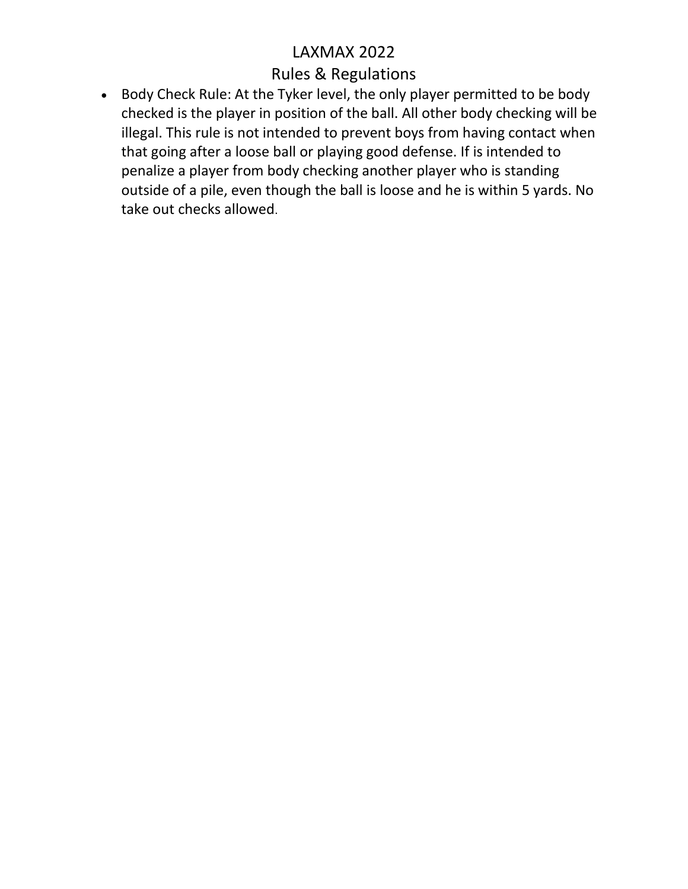LAXMAX 2022

Rules & Regulations

- Body Check Rule: At the Tyker level, the only player permitted to be body checked is the player in position of the ball. All other body checking will be illegal. This rule is not intended to prevent boys from having contact when that going after a loose ball or playing good defense. If is intended to penalize a player from body checking another player who is standing outside of a pile, even though the ball is loose and he is within 5 yards. No take out checks allowed.